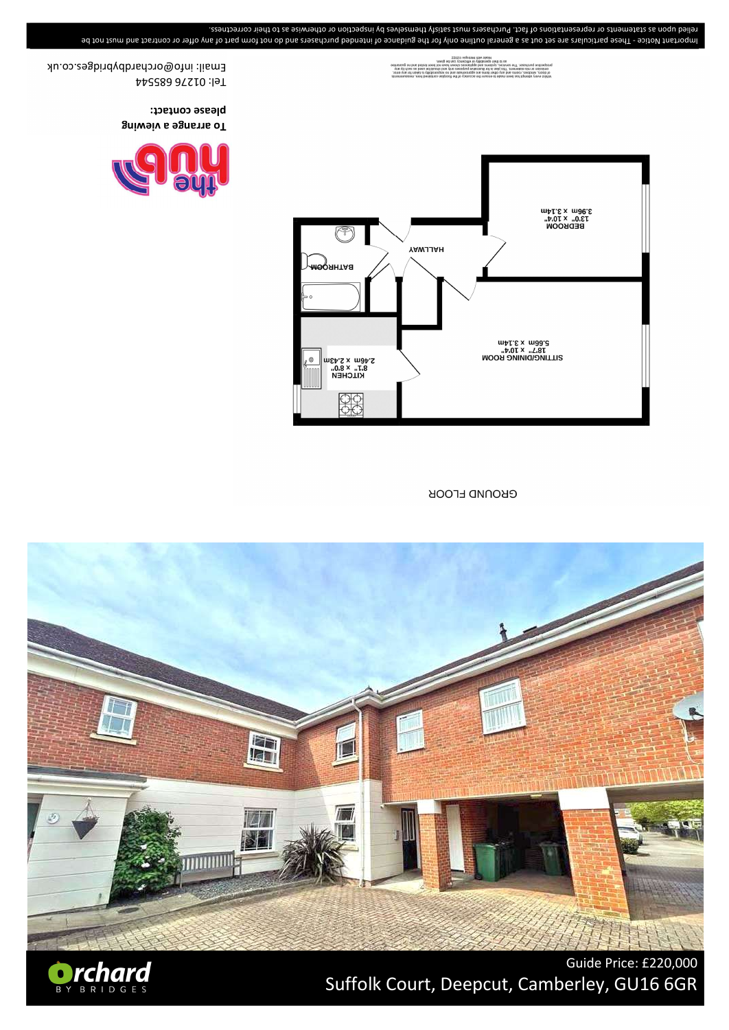Guide Price: £220,000

Suffolk Court, Deepcut, Camberley, GU16 6GR

GROUND FLOOR

SITTING/DINING ROOM
18'7" x 10'4"
5.66m x 3.14m

BEDROOM
13'0" x 10'4"
3.96m x 3.14m

KITCHEN
8'1" x 8'0"
2.46m x 2.43m

BATHROOM

HALLWAY

Whilst every attempt has been made to ensure the accuracy of the floorplan contained here, measurements of doors, windows, rooms and any other items are approximate and no responsibility is taken for any error, omission or mis-statement. This plan is for illustrative purposes only and should be used as such by any prospective purchaser. The services, systems and appliances shown have not been tested and no guarantee as to their operability or efficiency can be given.
Made with Metropix ©2022

To arrange a viewing please contact:

Tel: 01276 685544

Email: info@orchardbybridges.co.uk

Important Notice - These particulars are set out as a general outline only for the guidance of intended purchasers and do not form part of any offer or contract and must not be relied upon as statements or representations of fact. Purchasers must satisfy themselves by inspection or otherwise as to their correctness.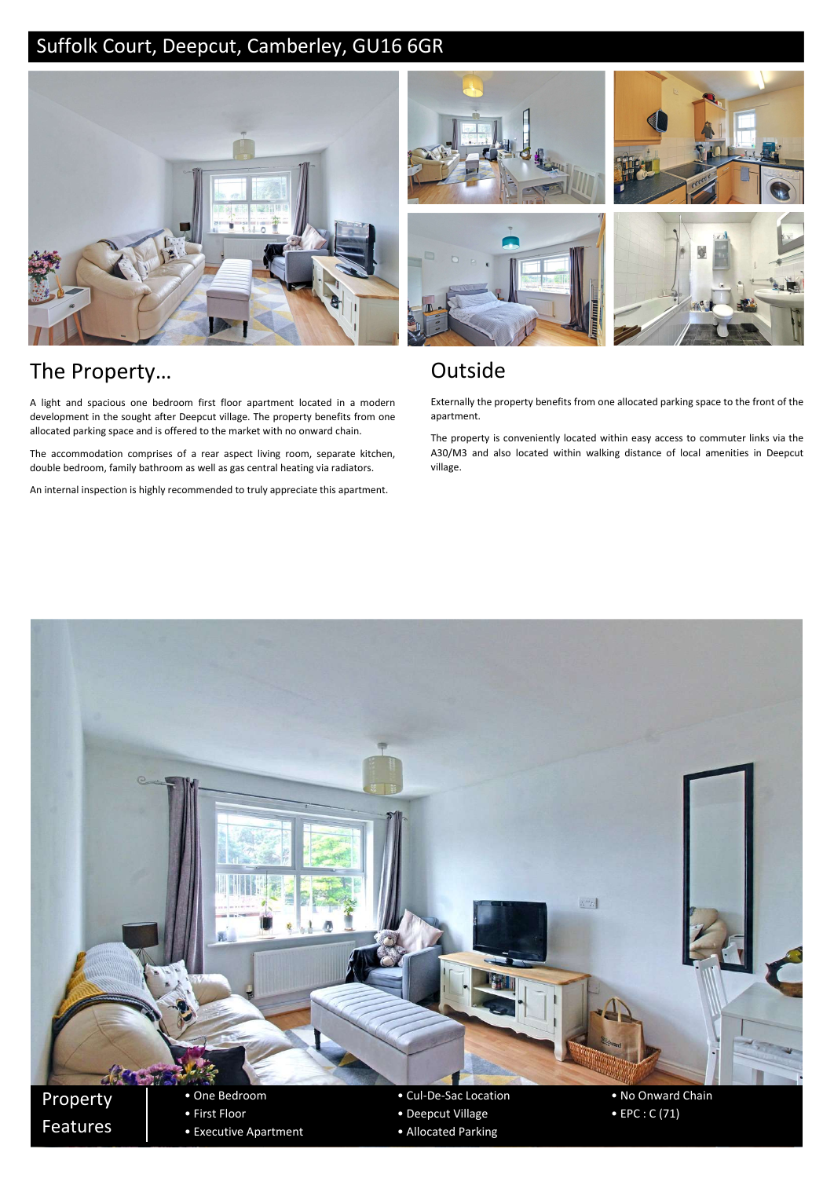# Suffolk Court, Deepcut, Camberley, GU16 6GR

## The Property…

A light and spacious one bedroom first floor apartment located in a modern development in the sought after Deepcut village. The property benefits from one allocated parking space and is offered to the market with no onward chain.

The accommodation comprises of a rear aspect living room, separate kitchen, double bedroom, family bathroom as well as gas central heating via radiators.

An internal inspection is highly recommended to truly appreciate this apartment.

## Outside

Externally the property benefits from one allocated parking space to the front of the apartment.

The property is conveniently located within easy access to commuter links via the A30/M3 and also located within walking distance of local amenities in Deepcut village.

## Property Features

- One Bedroom
- First Floor
- Executive Apartment
- Cul-De-Sac Location
- Deepcut Village
- Allocated Parking
- No Onward Chain
- EPC : C (71)